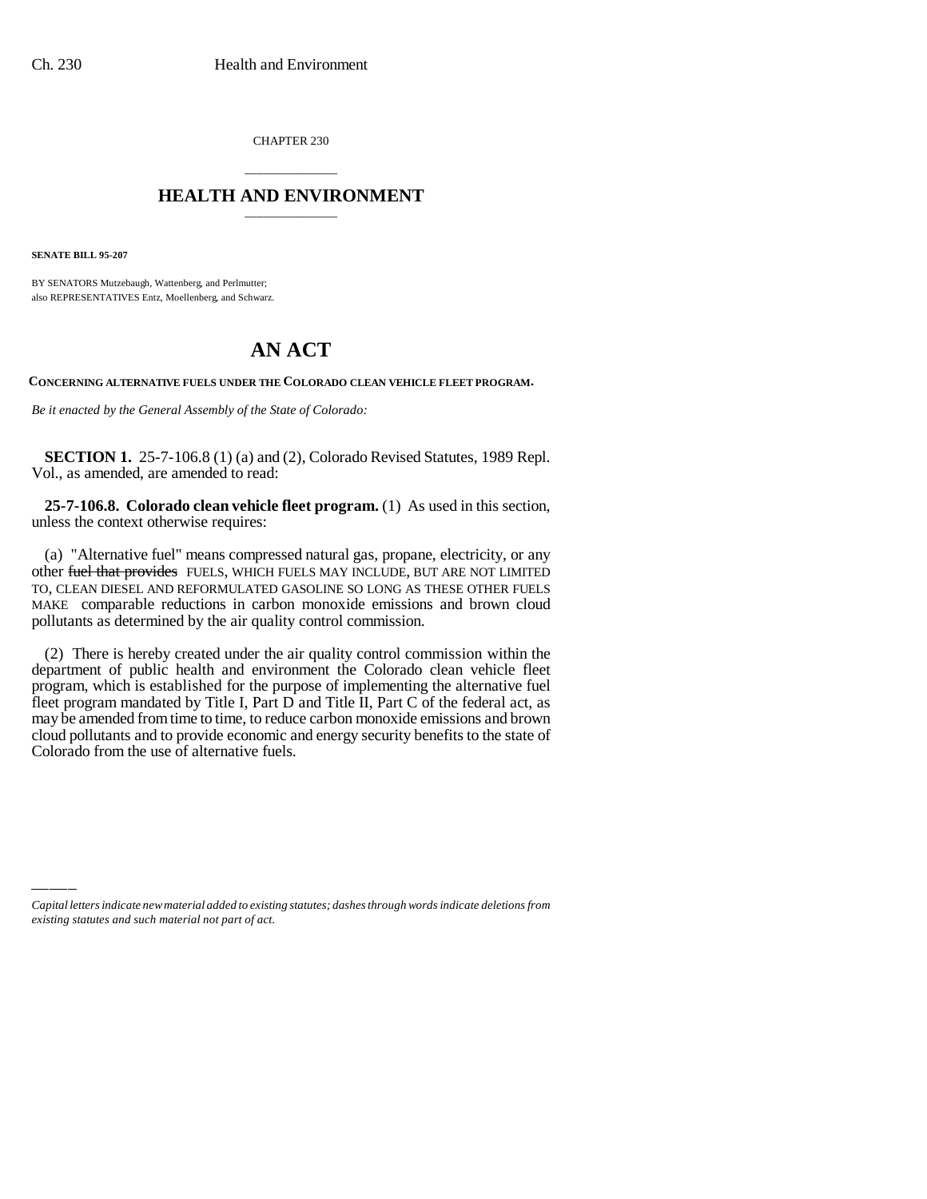CHAPTER 230

# HEALTH AND ENVIRONMENT

**SENATE BILL 95-207**

BY SENATORS Mutzebaugh, Wattenberg, and Perlmutter;
also REPRESENTATIVES Entz, Moellenberg, and Schwarz.

# AN ACT

**CONCERNING ALTERNATIVE FUELS UNDER THE COLORADO CLEAN VEHICLE FLEET PROGRAM.**

*Be it enacted by the General Assembly of the State of Colorado:*

**SECTION 1.** 25-7-106.8 (1) (a) and (2), Colorado Revised Statutes, 1989 Repl. Vol., as amended, are amended to read:

**25-7-106.8. Colorado clean vehicle fleet program.** (1) As used in this section, unless the context otherwise requires:

(a) "Alternative fuel" means compressed natural gas, propane, electricity, or any other ~~fuel that provides~~ FUELS, WHICH FUELS MAY INCLUDE, BUT ARE NOT LIMITED TO, CLEAN DIESEL AND REFORMULATED GASOLINE SO LONG AS THESE OTHER FUELS MAKE comparable reductions in carbon monoxide emissions and brown cloud pollutants as determined by the air quality control commission.

(2) There is hereby created under the air quality control commission within the department of public health and environment the Colorado clean vehicle fleet program, which is established for the purpose of implementing the alternative fuel fleet program mandated by Title I, Part D and Title II, Part C of the federal act, as may be amended from time to time, to reduce carbon monoxide emissions and brown cloud pollutants and to provide economic and energy security benefits to the state of Colorado from the use of alternative fuels.

*Capital letters indicate new material added to existing statutes; dashes through words indicate deletions from existing statutes and such material not part of act.*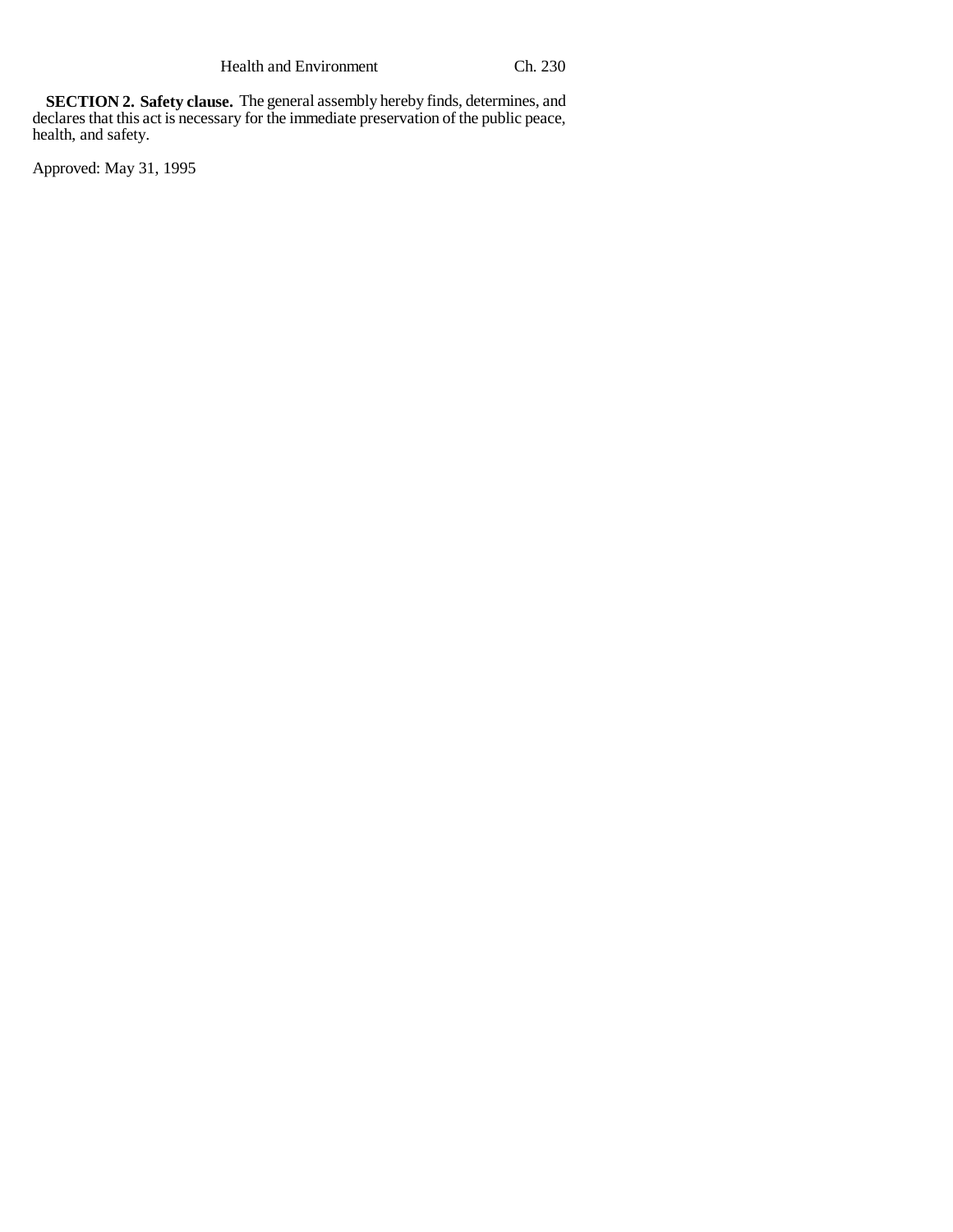**SECTION 2. Safety clause.** The general assembly hereby finds, determines, and declares that this act is necessary for the immediate preservation of the public peace, health, and safety.

Approved: May 31, 1995